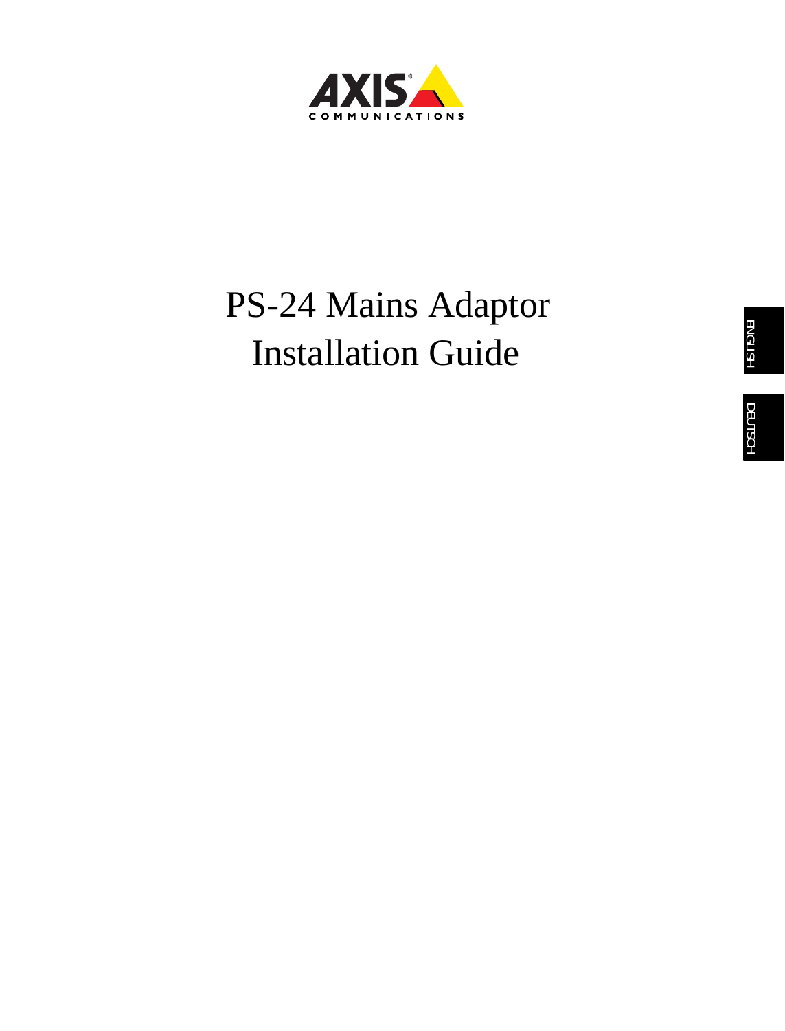AXIS COMMUNICATIONS

# PS-24 Mains Adaptor Installation Guide

ENGLISH

DEUTSCH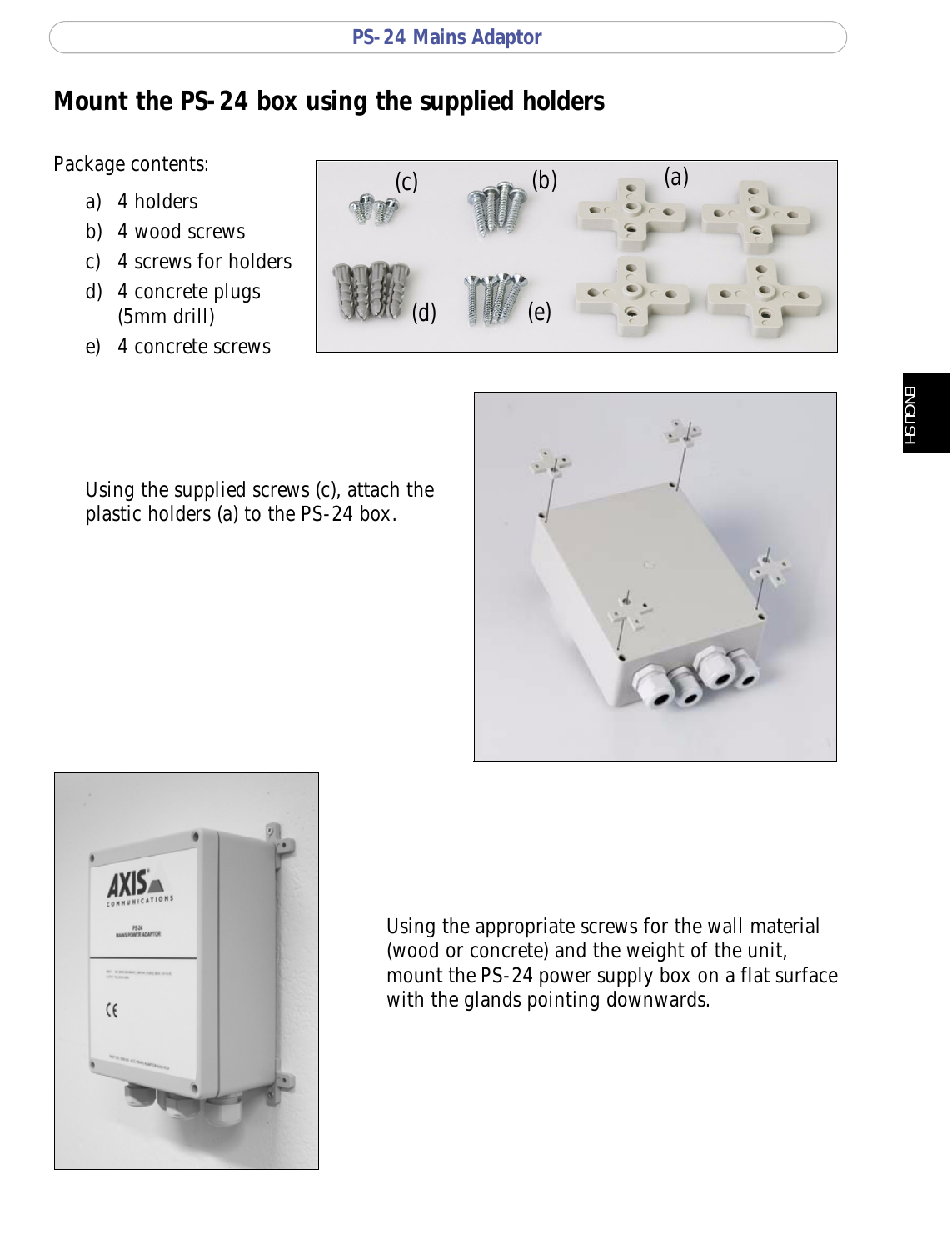## Mount the PS-24 box using the supplied holders

Package contents:

a) 4 holders
b) 4 wood screws
c) 4 screws for holders
d) 4 concrete plugs (5mm drill)
e) 4 concrete screws

Using the supplied screws (c), attach the plastic holders (a) to the PS-24 box.

Using the appropriate screws for the wall material (wood or concrete) and the weight of the unit, mount the PS-24 power supply box on a flat surface with the glands pointing downwards.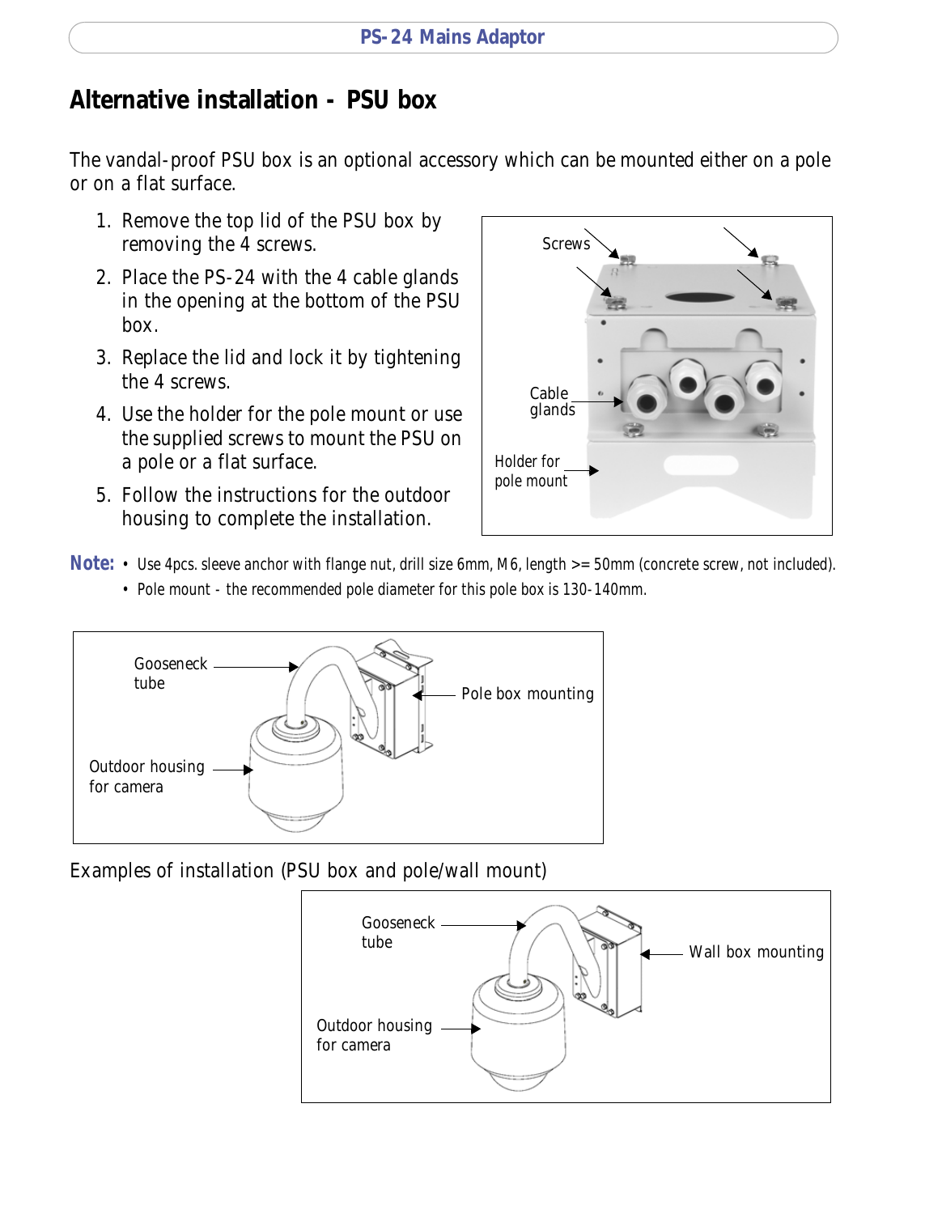## Alternative installation - PSU box

The vandal-proof PSU box is an optional accessory which can be mounted either on a pole or on a flat surface.

1. Remove the top lid of the PSU box by removing the 4 screws.
2. Place the PS-24 with the 4 cable glands in the opening at the bottom of the PSU box.
3. Replace the lid and lock it by tightening the 4 screws.
4. Use the holder for the pole mount or use the supplied screws to mount the PSU on a pole or a flat surface.
5. Follow the instructions for the outdoor housing to complete the installation.

**Note:**
- Use 4pcs. sleeve anchor with flange nut, drill size 6mm, M6, length >= 50mm (concrete screw, not included).
- Pole mount - the recommended pole diameter for this pole box is 130-140mm.

Examples of installation (PSU box and pole/wall mount)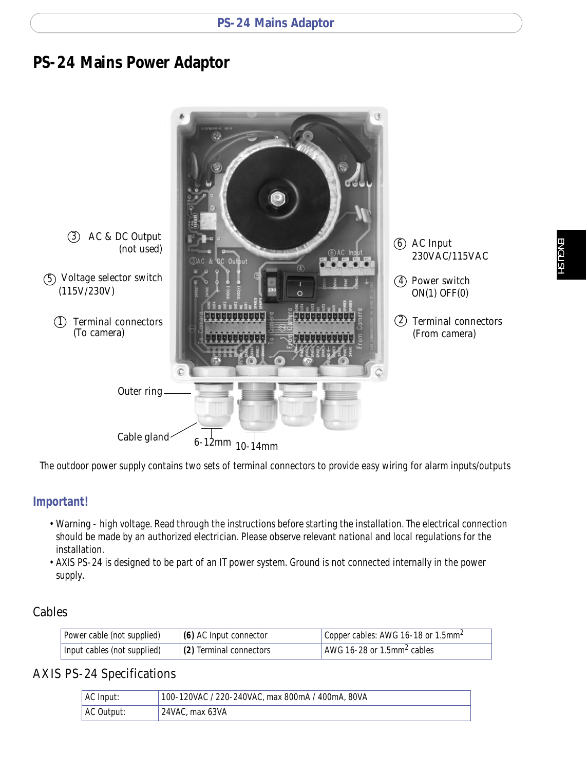# PS-24 Mains Power Adaptor

③ AC & DC Output (not used)

⑤ Voltage selector switch (115V/230V)

① Terminal connectors (To camera)

⑥ AC Input 230VAC/115VAC

④ Power switch ON(1) OFF(0)

② Terminal connectors (From camera)

Outer ring

Cable gland

6-12mm 10-14mm

The outdoor power supply contains two sets of terminal connectors to provide easy wiring for alarm inputs/outputs

## Important!

- Warning - high voltage. Read through the instructions before starting the installation. The electrical connection should be made by an authorized electrician. Please observe relevant national and local regulations for the installation.
- AXIS PS-24 is designed to be part of an IT power system. Ground is not connected internally in the power supply.

## Cables

| Power cable (not supplied) | **(6)** AC Input connector | Copper cables: AWG 16-18 or 1.5mm$^2$ |
|---|---|---|
| Input cables (not supplied) | **(2)** Terminal connectors | AWG 16-28 or 1.5mm$^2$ cables |

## AXIS PS-24 Specifications

| AC Input: | 100-120VAC / 220-240VAC, max 800mA / 400mA, 80VA |
|---|---|
| AC Output: | 24VAC, max 63VA |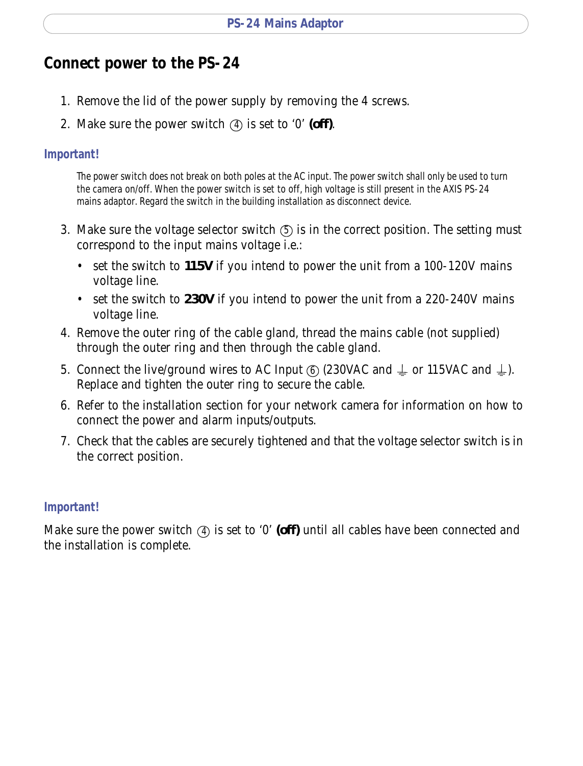## Connect power to the PS-24

1. Remove the lid of the power supply by removing the 4 screws.
2. Make sure the power switch ④ is set to '0' **(off)**.

### Important!

The power switch does not break on both poles at the AC input. The power switch shall only be used to turn the camera on/off. When the power switch is set to off, high voltage is still present in the AXIS PS-24 mains adaptor. Regard the switch in the building installation as disconnect device.

3. Make sure the voltage selector switch ⑤ is in the correct position. The setting must correspond to the input mains voltage i.e.:
   - set the switch to **115V** if you intend to power the unit from a 100-120V mains voltage line.
   - set the switch to **230V** if you intend to power the unit from a 220-240V mains voltage line.
4. Remove the outer ring of the cable gland, thread the mains cable (not supplied) through the outer ring and then through the cable gland.
5. Connect the live/ground wires to AC Input ⑥ (230VAC and ⏚ or 115VAC and ⏚). Replace and tighten the outer ring to secure the cable.
6. Refer to the installation section for your network camera for information on how to connect the power and alarm inputs/outputs.
7. Check that the cables are securely tightened and that the voltage selector switch is in the correct position.

### Important!

Make sure the power switch ④ is set to '0' **(off)** until all cables have been connected and the installation is complete.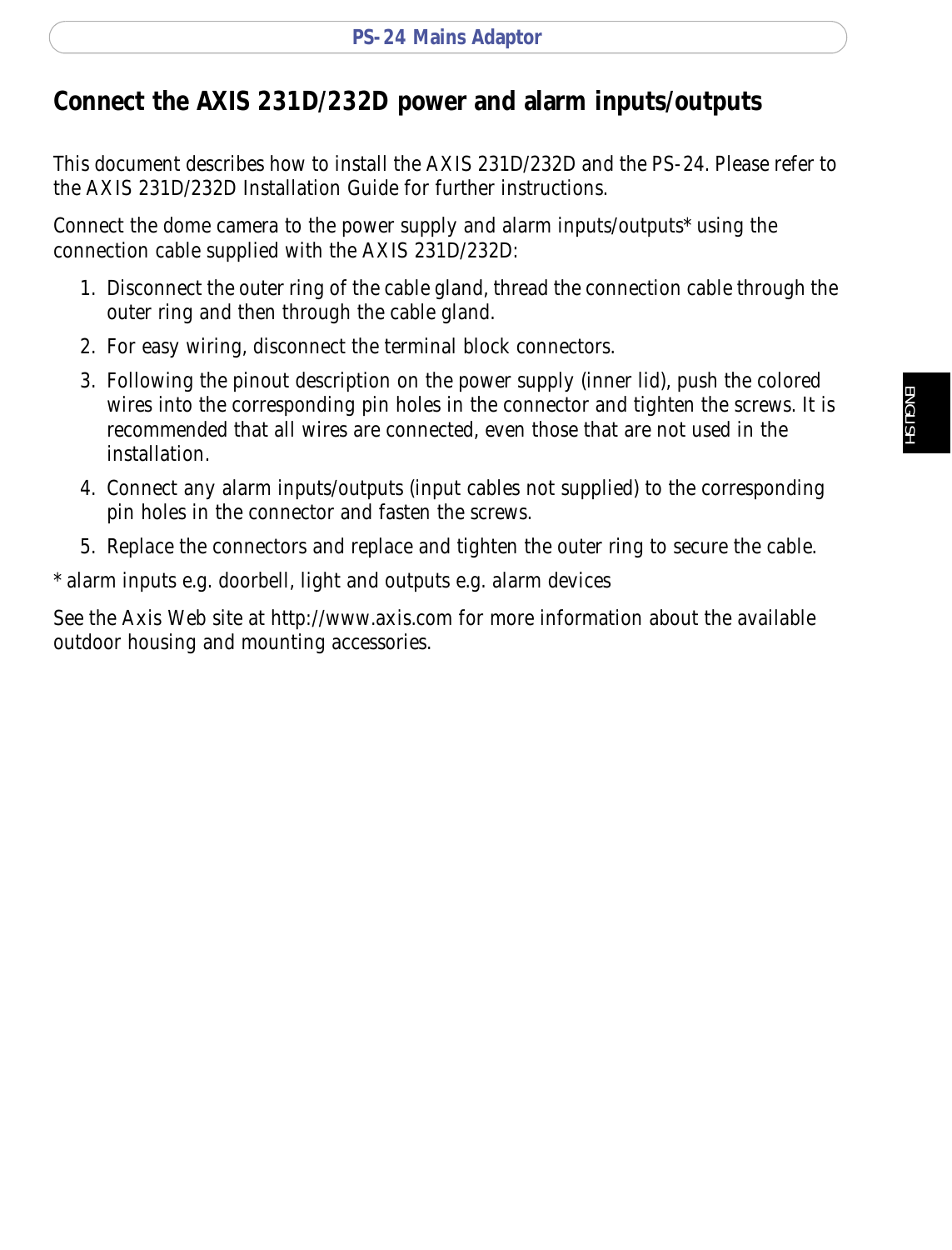## Connect the AXIS 231D/232D power and alarm inputs/outputs

This document describes how to install the AXIS 231D/232D and the PS-24. Please refer to the AXIS 231D/232D Installation Guide for further instructions.

Connect the dome camera to the power supply and alarm inputs/outputs* using the connection cable supplied with the AXIS 231D/232D:

1. Disconnect the outer ring of the cable gland, thread the connection cable through the outer ring and then through the cable gland.
2. For easy wiring, disconnect the terminal block connectors.
3. Following the pinout description on the power supply (inner lid), push the colored wires into the corresponding pin holes in the connector and tighten the screws. It is recommended that all wires are connected, even those that are not used in the installation.
4. Connect any alarm inputs/outputs (input cables not supplied) to the corresponding pin holes in the connector and fasten the screws.
5. Replace the connectors and replace and tighten the outer ring to secure the cable.

* alarm inputs e.g. doorbell, light and outputs e.g. alarm devices

See the Axis Web site at http://www.axis.com for more information about the available outdoor housing and mounting accessories.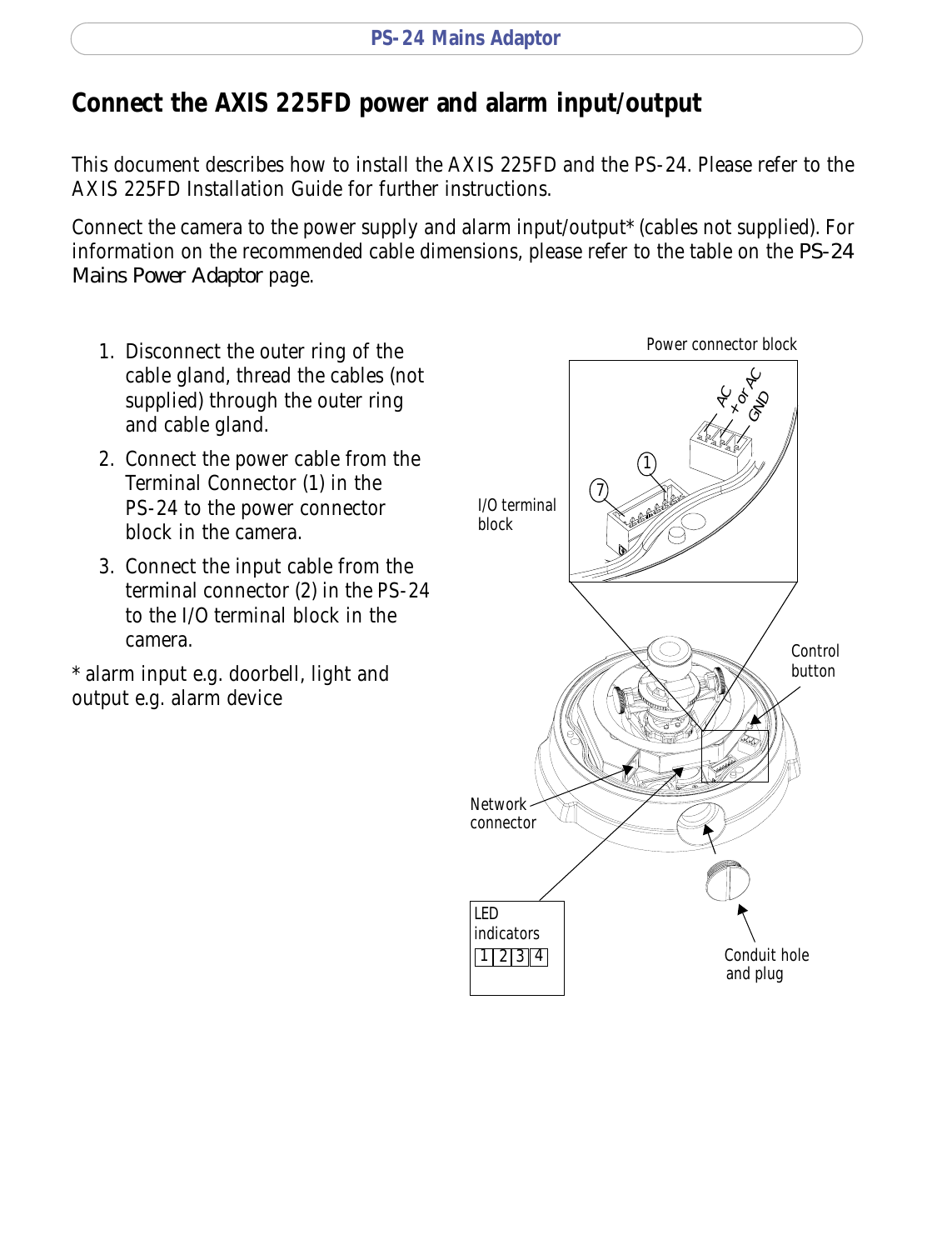# Connect the AXIS 225FD power and alarm input/output

This document describes how to install the AXIS 225FD and the PS-24. Please refer to the AXIS 225FD Installation Guide for further instructions.

Connect the camera to the power supply and alarm input/output* (cables not supplied). For information on the recommended cable dimensions, please refer to the table on the PS-24 Mains Power Adaptor page.

1. Disconnect the outer ring of the cable gland, thread the cables (not supplied) through the outer ring and cable gland.
2. Connect the power cable from the Terminal Connector (1) in the PS-24 to the power connector block in the camera.
3. Connect the input cable from the terminal connector (2) in the PS-24 to the I/O terminal block in the camera.

* alarm input e.g. doorbell, light and output e.g. alarm device

Power connector block

AC
+ or AC
GND

I/O terminal block

1
7

Control button

Network connector

LED indicators

| 1 | 2 | 3 | 4 |
|---|---|---|---|

Conduit hole and plug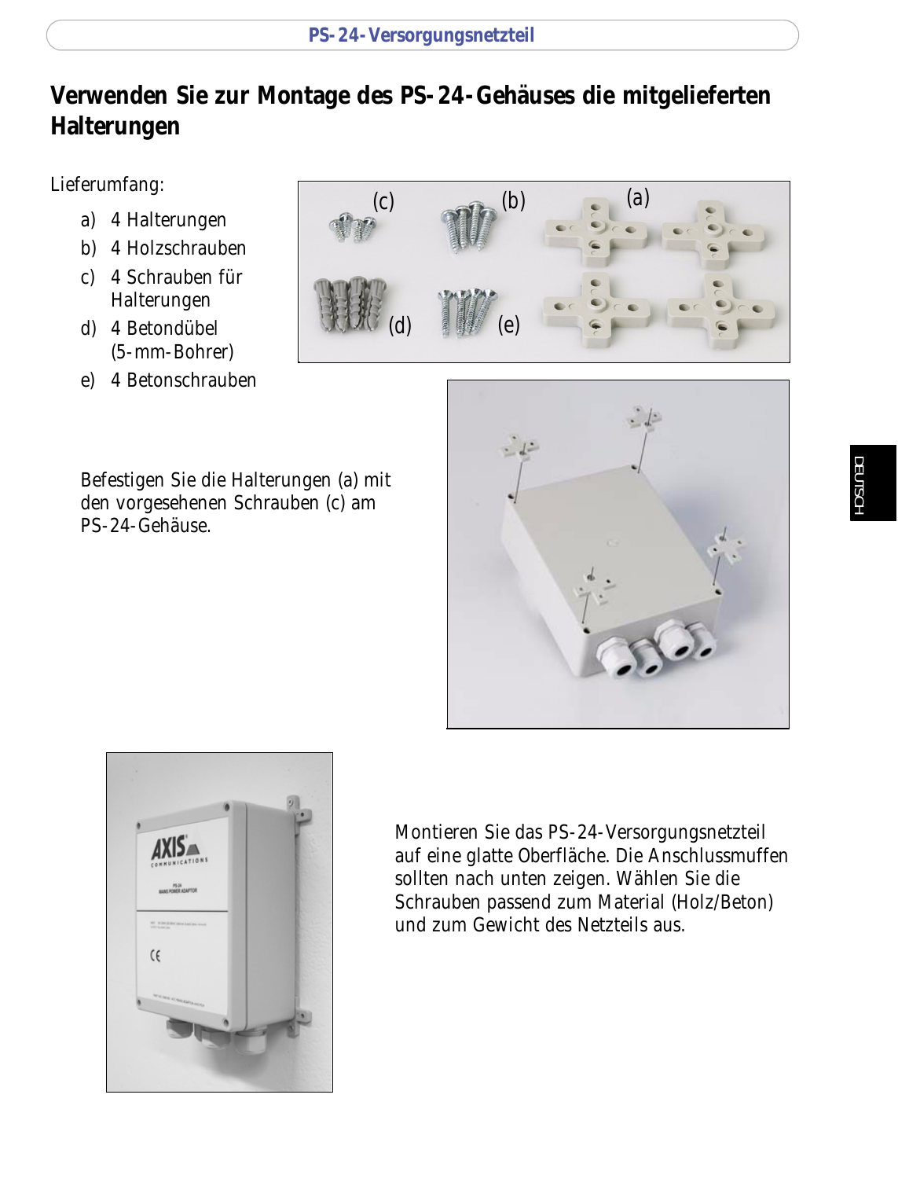## Verwenden Sie zur Montage des PS-24-Gehäuses die mitgelieferten Halterungen

Lieferumfang:

a) 4 Halterungen
b) 4 Holzschrauben
c) 4 Schrauben für Halterungen
d) 4 Betondübel (5-mm-Bohrer)
e) 4 Betonschrauben

Befestigen Sie die Halterungen (a) mit den vorgesehenen Schrauben (c) am PS-24-Gehäuse.

Montieren Sie das PS-24-Versorgungsnetzteil auf eine glatte Oberfläche. Die Anschlussmuffen sollten nach unten zeigen. Wählen Sie die Schrauben passend zum Material (Holz/Beton) und zum Gewicht des Netzteils aus.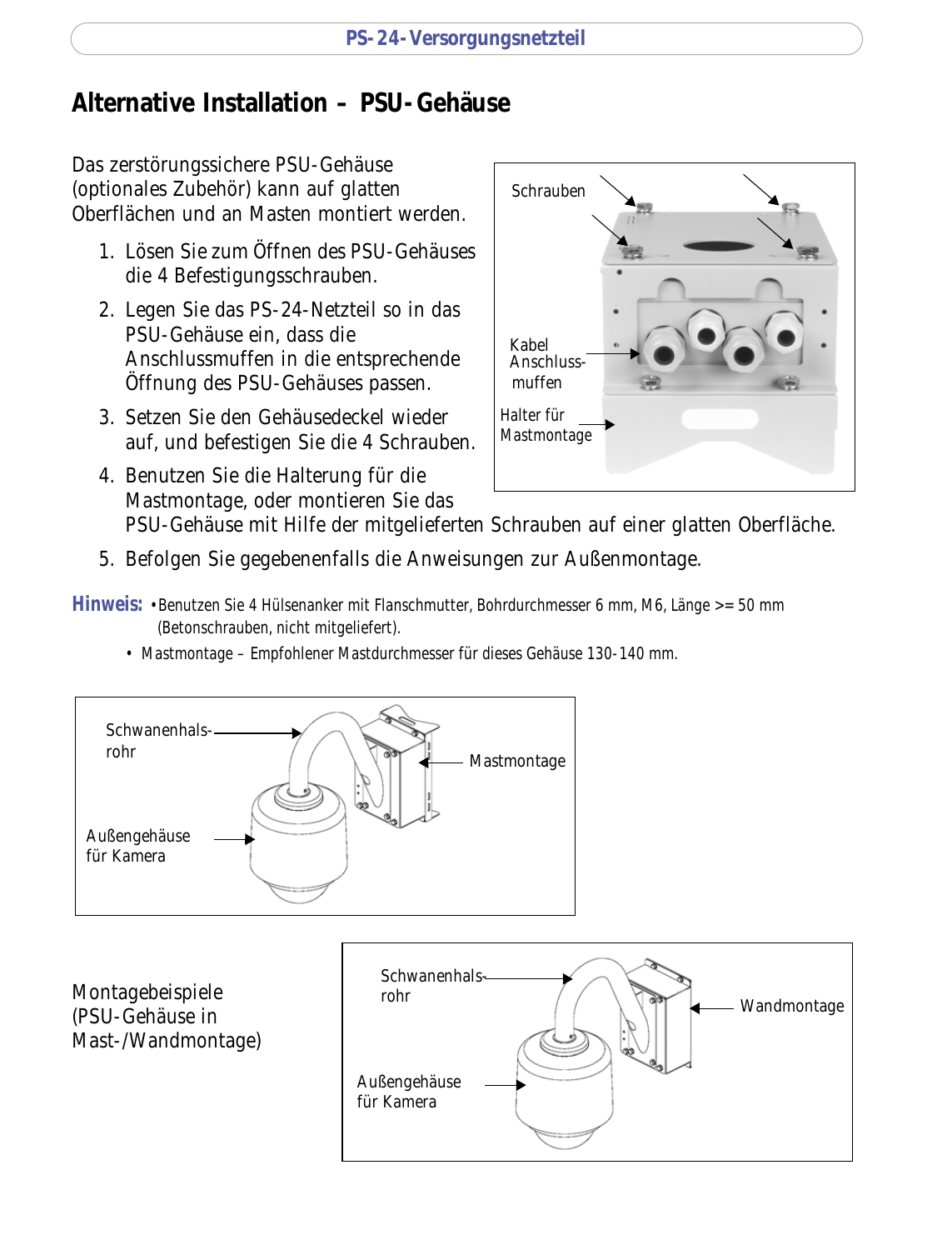## Alternative Installation – PSU-Gehäuse

Das zerstörungssichere PSU-Gehäuse (optionales Zubehör) kann auf glatten Oberflächen und an Masten montiert werden.

1. Lösen Sie zum Öffnen des PSU-Gehäuses die 4 Befestigungsschrauben.
2. Legen Sie das PS-24-Netzteil so in das PSU-Gehäuse ein, dass die Anschlussmuffen in die entsprechende Öffnung des PSU-Gehäuses passen.
3. Setzen Sie den Gehäusedeckel wieder auf, und befestigen Sie die 4 Schrauben.
4. Benutzen Sie die Halterung für die Mastmontage, oder montieren Sie das PSU-Gehäuse mit Hilfe der mitgelieferten Schrauben auf einer glatten Oberfläche.
5. Befolgen Sie gegebenenfalls die Anweisungen zur Außenmontage.

Schrauben

Kabel Anschluss-muffen

Halter für Mastmontage

**Hinweis:**
- Benutzen Sie 4 Hülsenanker mit Flanschmutter, Bohrdurchmesser 6 mm, M6, Länge >= 50 mm (Betonschrauben, nicht mitgeliefert).
- Mastmontage – Empfohlener Mastdurchmesser für dieses Gehäuse 130-140 mm.

Schwanenhals-rohr

Mastmontage

Außengehäuse für Kamera

Montagebeispiele (PSU-Gehäuse in Mast-/Wandmontage)

Schwanenhals-rohr

Wandmontage

Außengehäuse für Kamera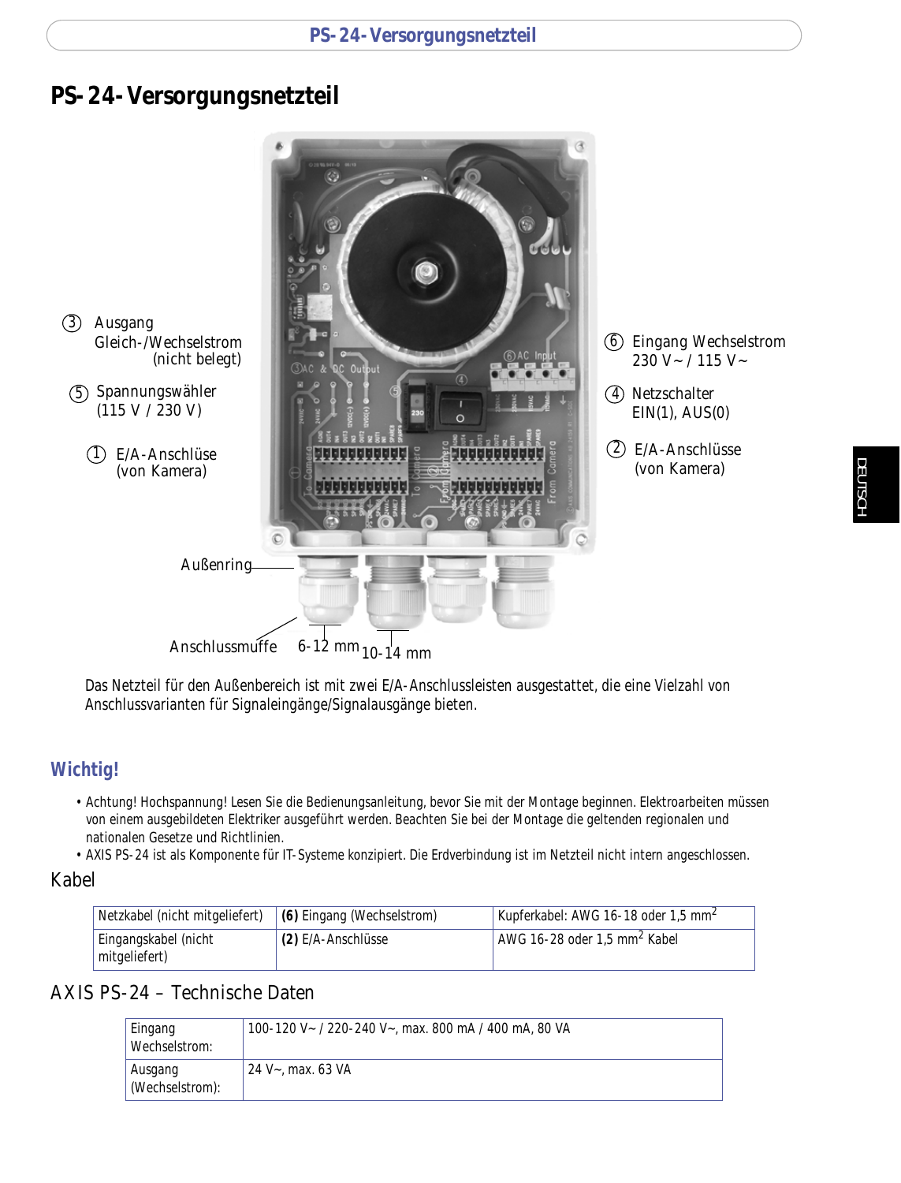# PS-24-Versorgungsnetzteil

③ Ausgang Gleich-/Wechselstrom (nicht belegt)

⑤ Spannungswähler (115 V / 230 V)

① E/A-Anschlüse (von Kamera)

⑥ Eingang Wechselstrom 230 V~ / 115 V~

④ Netzschalter EIN(1), AUS(0)

② E/A-Anschlüsse (von Kamera)

Außenring

Anschlussmuffe

6-12 mm

10-14 mm

Das Netzteil für den Außenbereich ist mit zwei E/A-Anschlussleisten ausgestattet, die eine Vielzahl von Anschlussvarianten für Signaleingänge/Signalausgänge bieten.

## Wichtig!

- Achtung! Hochspannung! Lesen Sie die Bedienungsanleitung, bevor Sie mit der Montage beginnen. Elektroarbeiten müssen von einem ausgebildeten Elektriker ausgeführt werden. Beachten Sie bei der Montage die geltenden regionalen und nationalen Gesetze und Richtlinien.
- AXIS PS-24 ist als Komponente für IT-Systeme konzipiert. Die Erdverbindung ist im Netzteil nicht intern angeschlossen.

## Kabel

| | | |
|---|---|---|
| Netzkabel (nicht mitgeliefert) | **(6)** Eingang (Wechselstrom) | Kupferkabel: AWG 16-18 oder 1,5 $mm^2$ |
| Eingangskabel (nicht mitgeliefert) | **(2)** E/A-Anschlüsse | AWG 16-28 oder 1,5 $mm^2$ Kabel |

## AXIS PS-24 – Technische Daten

| | |
|---|---|
| Eingang Wechselstrom: | 100-120 V~ / 220-240 V~, max. 800 mA / 400 mA, 80 VA |
| Ausgang (Wechselstrom): | 24 V~, max. 63 VA |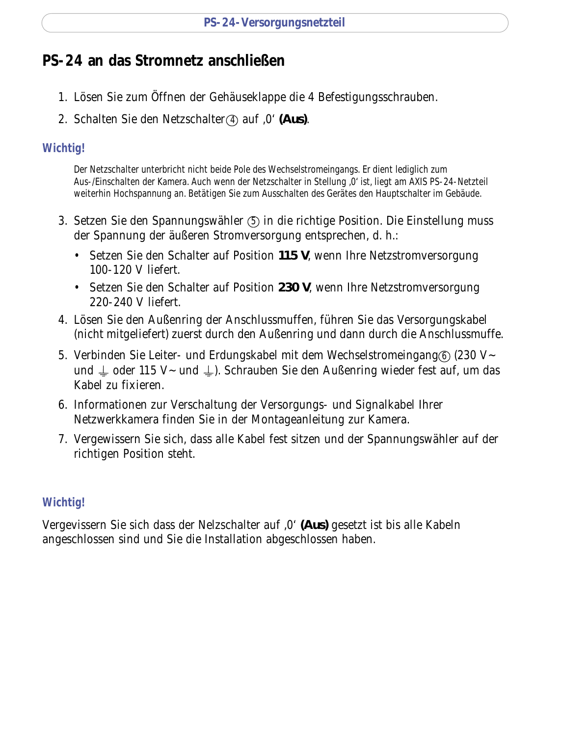## PS-24 an das Stromnetz anschließen

1. Lösen Sie zum Öffnen der Gehäuseklappe die 4 Befestigungsschrauben.
2. Schalten Sie den Netzschalter ④ auf ‚0' **(Aus)**.

### Wichtig!

Der Netzschalter unterbricht nicht beide Pole des Wechselstromeingangs. Er dient lediglich zum Aus-/Einschalten der Kamera. Auch wenn der Netzschalter in Stellung ‚0' ist, liegt am AXIS PS-24-Netzteil weiterhin Hochspannung an. Betätigen Sie zum Ausschalten des Gerätes den Hauptschalter im Gebäude.

3. Setzen Sie den Spannungswähler ⑤ in die richtige Position. Die Einstellung muss der Spannung der äußeren Stromversorgung entsprechen, d. h.:
   - Setzen Sie den Schalter auf Position **115 V**, wenn Ihre Netzstromversorgung 100-120 V liefert.
   - Setzen Sie den Schalter auf Position **230 V**, wenn Ihre Netzstromversorgung 220-240 V liefert.
4. Lösen Sie den Außenring der Anschlussmuffen, führen Sie das Versorgungskabel (nicht mitgeliefert) zuerst durch den Außenring und dann durch die Anschlussmuffe.
5. Verbinden Sie Leiter- und Erdungskabel mit dem Wechselstromeingang ⑥ (230 V~ und ⏚ oder 115 V~ und ⏚). Schrauben Sie den Außenring wieder fest auf, um das Kabel zu fixieren.
6. Informationen zur Verschaltung der Versorgungs- und Signalkabel Ihrer Netzwerkkamera finden Sie in der Montageanleitung zur Kamera.
7. Vergewissern Sie sich, dass alle Kabel fest sitzen und der Spannungswähler auf der richtigen Position steht.

### Wichtig!

Vergevissern Sie sich dass der Nelzschalter auf ‚0' **(Aus)** gesetzt ist bis alle Kabeln angeschlossen sind und Sie die Installation abgeschlossen haben.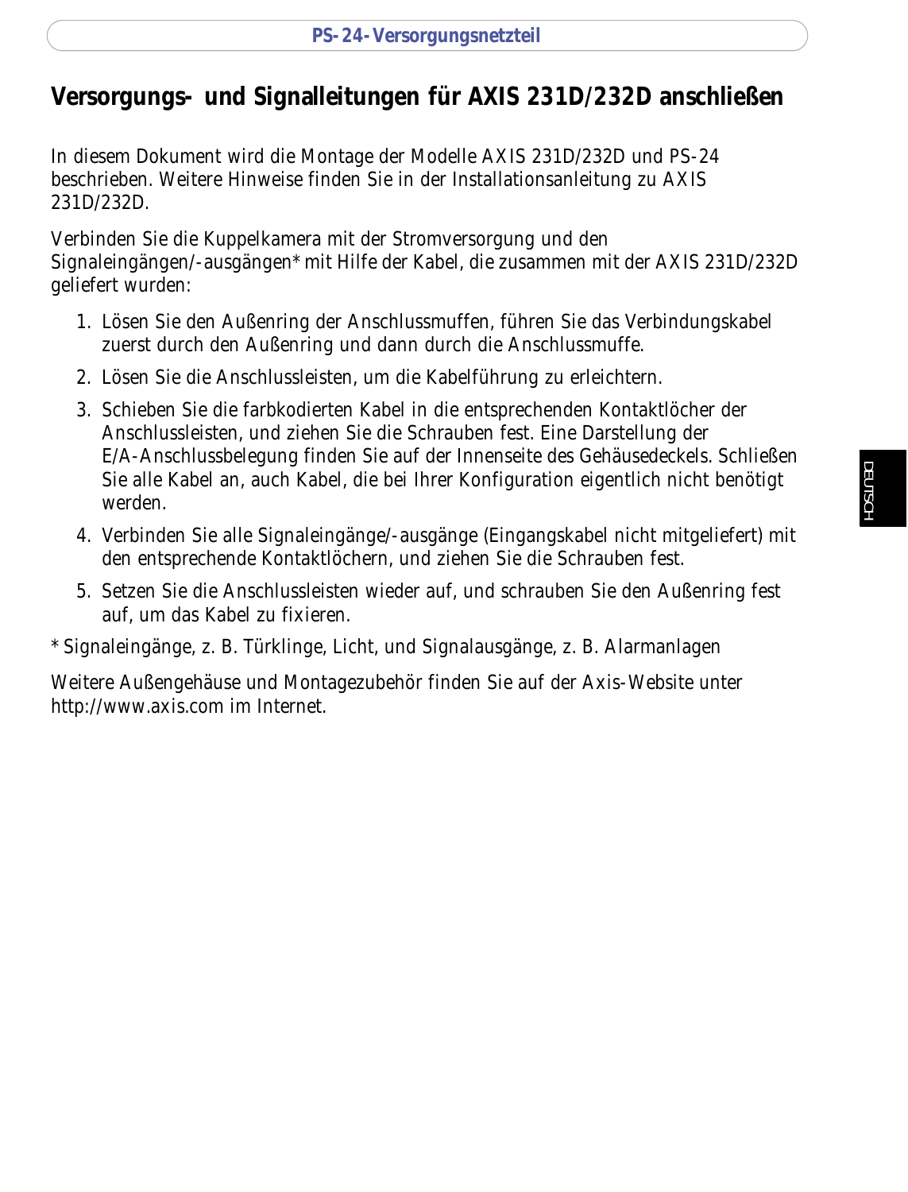## Versorgungs- und Signalleitungen für AXIS 231D/232D anschließen

In diesem Dokument wird die Montage der Modelle AXIS 231D/232D und PS-24 beschrieben. Weitere Hinweise finden Sie in der Installationsanleitung zu AXIS 231D/232D.

Verbinden Sie die Kuppelkamera mit der Stromversorgung und den Signaleingängen/-ausgängen* mit Hilfe der Kabel, die zusammen mit der AXIS 231D/232D geliefert wurden:

1. Lösen Sie den Außenring der Anschlussmuffen, führen Sie das Verbindungskabel zuerst durch den Außenring und dann durch die Anschlussmuffe.
2. Lösen Sie die Anschlussleisten, um die Kabelführung zu erleichtern.
3. Schieben Sie die farbkodierten Kabel in die entsprechenden Kontaktlöcher der Anschlussleisten, und ziehen Sie die Schrauben fest. Eine Darstellung der E/A-Anschlussbelegung finden Sie auf der Innenseite des Gehäusedeckels. Schließen Sie alle Kabel an, auch Kabel, die bei Ihrer Konfiguration eigentlich nicht benötigt werden.
4. Verbinden Sie alle Signaleingänge/-ausgänge (Eingangskabel nicht mitgeliefert) mit den entsprechende Kontaktlöchern, und ziehen Sie die Schrauben fest.
5. Setzen Sie die Anschlussleisten wieder auf, und schrauben Sie den Außenring fest auf, um das Kabel zu fixieren.

* Signaleingänge, z. B. Türklinge, Licht, und Signalausgänge, z. B. Alarmanlagen

Weitere Außengehäuse und Montagezubehör finden Sie auf der Axis-Website unter http://www.axis.com im Internet.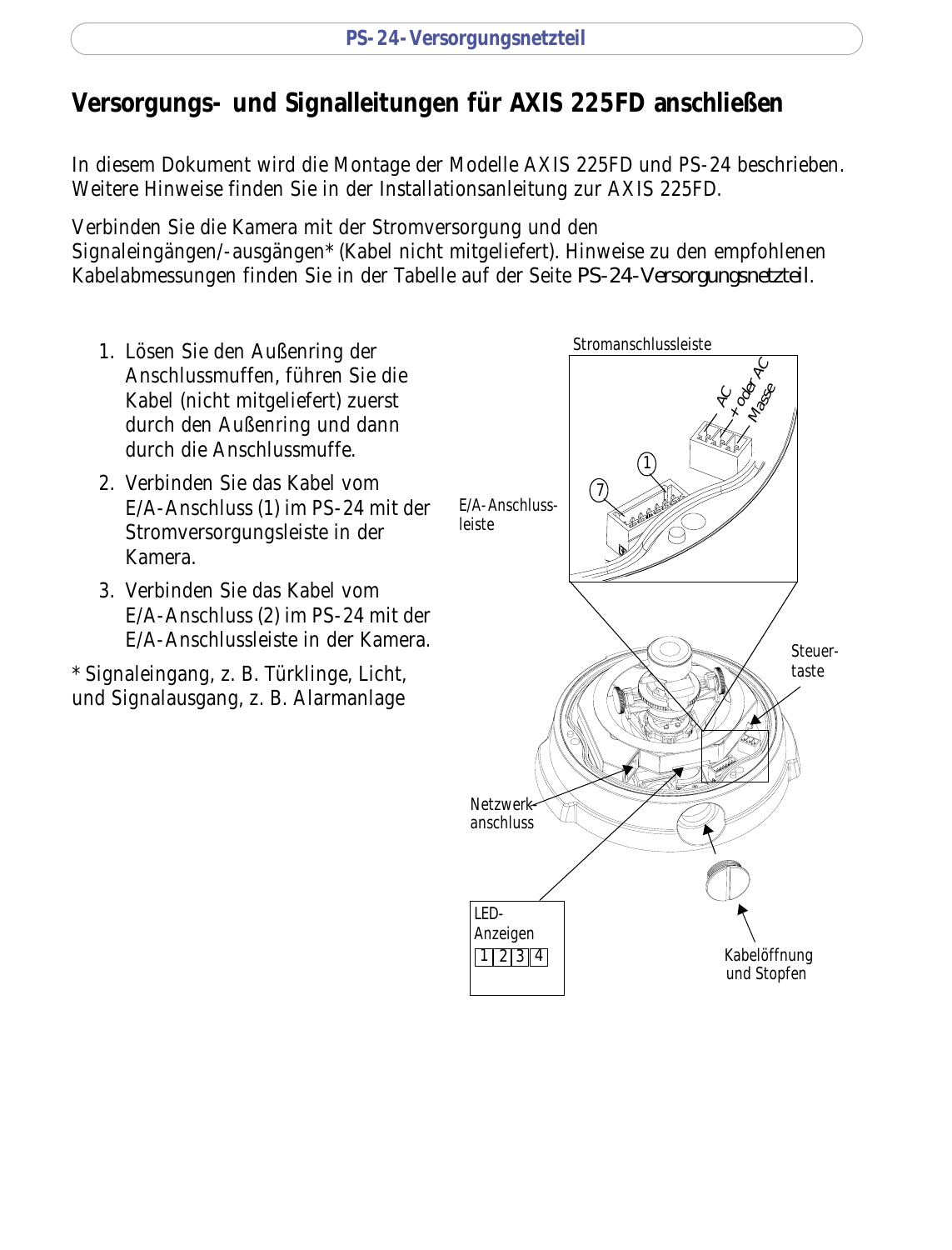# Versorgungs- und Signalleitungen für AXIS 225FD anschließen

In diesem Dokument wird die Montage der Modelle AXIS 225FD und PS-24 beschrieben. Weitere Hinweise finden Sie in der Installationsanleitung zur AXIS 225FD.

Verbinden Sie die Kamera mit der Stromversorgung und den Signaleingängen/-ausgängen* (Kabel nicht mitgeliefert). Hinweise zu den empfohlenen Kabelabmessungen finden Sie in der Tabelle auf der Seite *PS-24-Versorgungsnetzteil*.

1. Lösen Sie den Außenring der Anschlussmuffen, führen Sie die Kabel (nicht mitgeliefert) zuerst durch den Außenring und dann durch die Anschlussmuffe.
2. Verbinden Sie das Kabel vom E/A-Anschluss (1) im PS-24 mit der Stromversorgungsleiste in der Kamera.
3. Verbinden Sie das Kabel vom E/A-Anschluss (2) im PS-24 mit der E/A-Anschlussleiste in der Kamera.

\* Signaleingang, z. B. Türklinge, Licht, und Signalausgang, z. B. Alarmanlage

Stromanschlussleiste

AC

+ oder AC

Masse

1

7

E/A-Anschluss-leiste

Steuer-taste

Netzwerk-anschluss

LED-Anzeigen

| 1 | 2 | 3 | 4 |
|---|---|---|---|

Kabelöffnung und Stopfen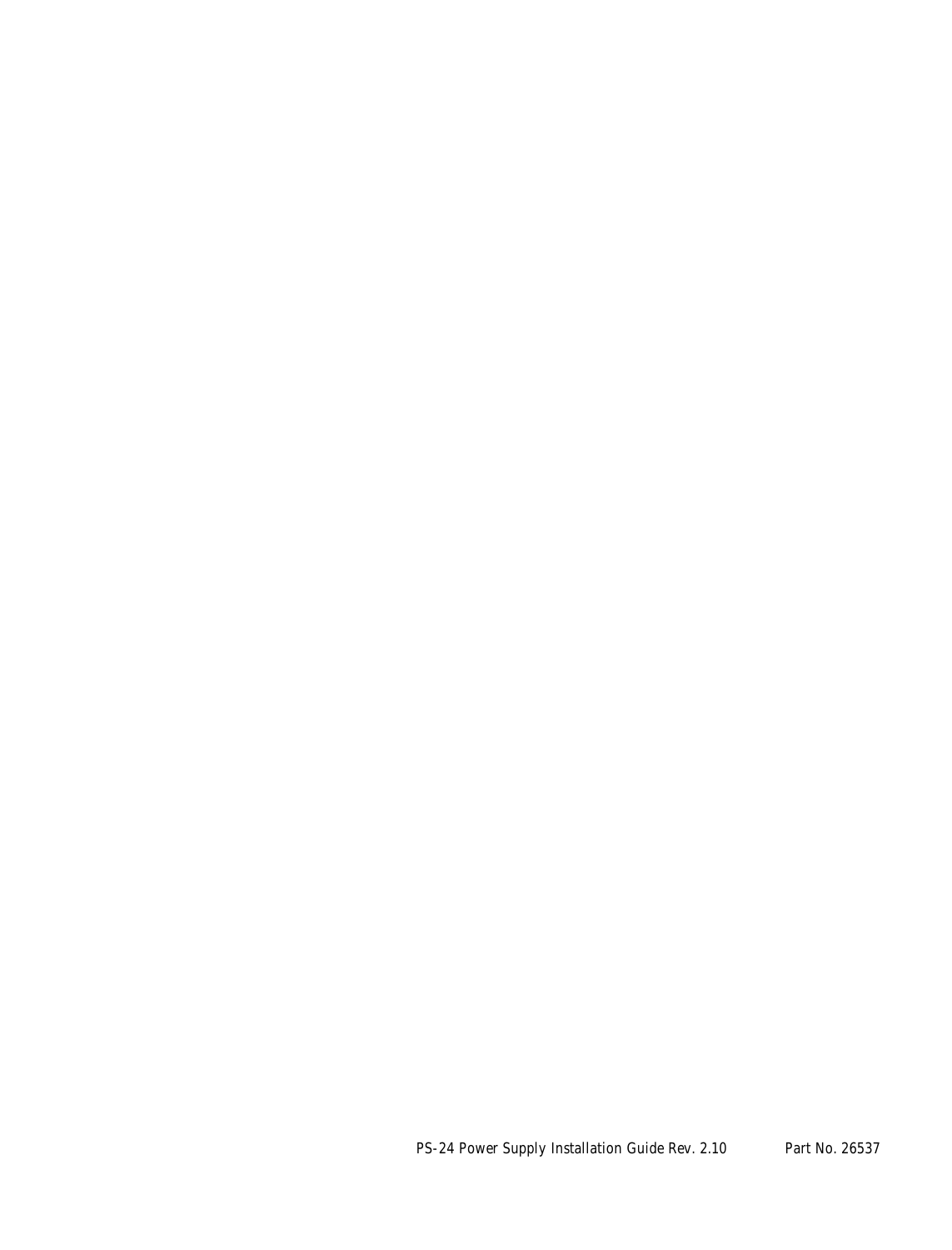PS-24 Power Supply Installation Guide Rev. 2.10 Part No. 26537